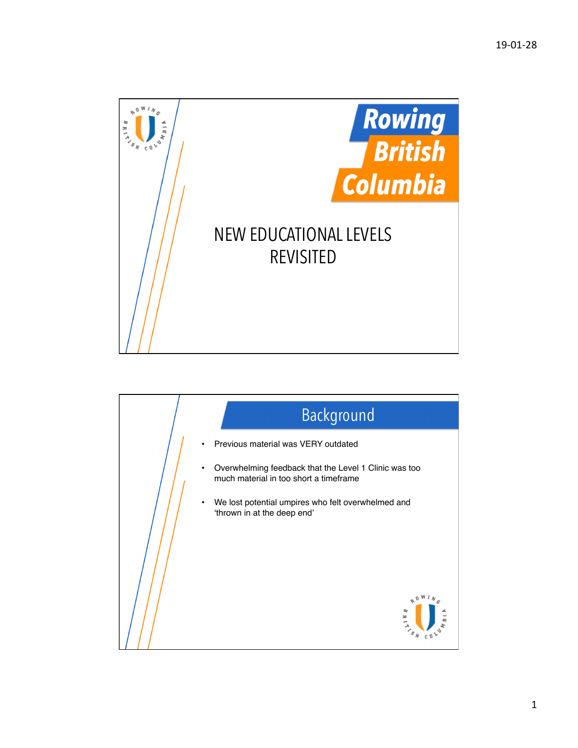# Rowing British Columbia

# NEW EDUCATIONAL LEVELS REVISITED

## Background

- Previous material was VERY outdated
- Overwhelming feedback that the Level 1 Clinic was too much material in too short a timeframe
- We lost potential umpires who felt overwhelmed and 'thrown in at the deep end'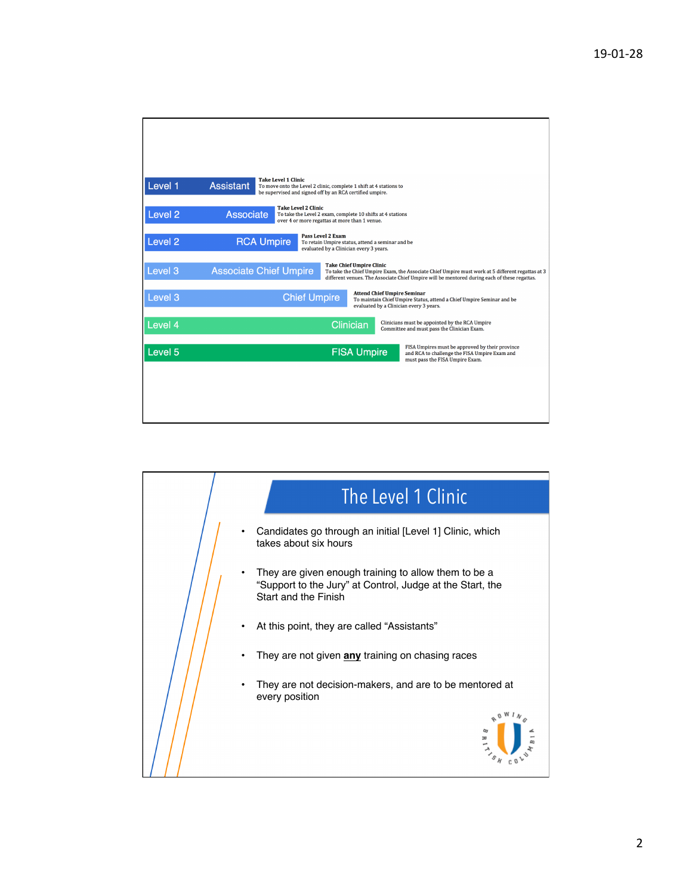| Level | Title | Requirements |
| --- | --- | --- |
| Level 1 | Assistant | **Take Level 1 Clinic** To move onto the Level 2 clinic, complete 1 shift at 4 stations to be supervised and signed off by an RCA certified umpire. |
| Level 2 | Associate | **Take Level 2 Clinic** To take the Level 2 exam, complete 10 shifts at 4 stations over 4 or more regattas at more than 1 venue. |
| Level 2 | RCA Umpire | **Pass Level 2 Exam** To retain Umpire status, attend a seminar and be evaluated by a Clinician every 3 years. |
| Level 3 | Associate Chief Umpire | **Take Chief Umpire Clinic** To take the Chief Umpire Exam, the Associate Chief Umpire must work at 5 different regattas at 3 different venues. The Associate Chief Umpire will be mentored during each of these regattas. |
| Level 3 | Chief Umpire | **Attend Chief Umpire Seminar** To maintain Chief Umpire Status, attend a Chief Umpire Seminar and be evaluated by a Clinician every 3 years. |
| Level 4 | Clinician | Clinicians must be appointed by the RCA Umpire Committee and must pass the Clinician Exam. |
| Level 5 | FISA Umpire | FISA Umpires must be approved by their province and RCA to challenge the FISA Umpire Exam and must pass the FISA Umpire Exam. |

# The Level 1 Clinic

- Candidates go through an initial [Level 1] Clinic, which takes about six hours
- They are given enough training to allow them to be a "Support to the Jury" at Control, Judge at the Start, the Start and the Finish
- At this point, they are called "Assistants"
- They are not given **any** training on chasing races
- They are not decision-makers, and are to be mentored at every position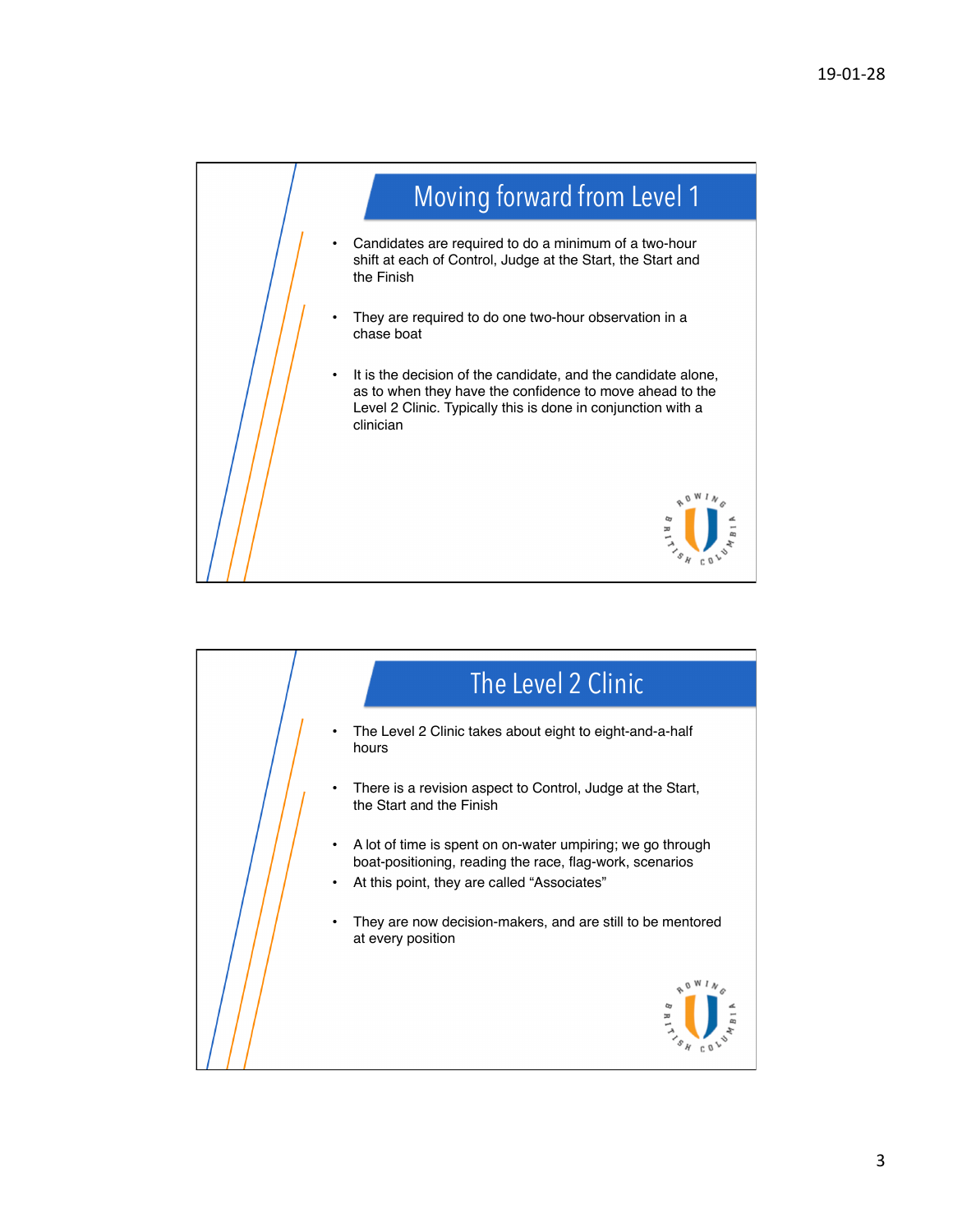## Moving forward from Level 1

- Candidates are required to do a minimum of a two-hour shift at each of Control, Judge at the Start, the Start and the Finish
- They are required to do one two-hour observation in a chase boat
- It is the decision of the candidate, and the candidate alone, as to when they have the confidence to move ahead to the Level 2 Clinic. Typically this is done in conjunction with a clinician

## The Level 2 Clinic

- The Level 2 Clinic takes about eight to eight-and-a-half hours
- There is a revision aspect to Control, Judge at the Start, the Start and the Finish
- A lot of time is spent on on-water umpiring; we go through boat-positioning, reading the race, flag-work, scenarios
- At this point, they are called "Associates"
- They are now decision-makers, and are still to be mentored at every position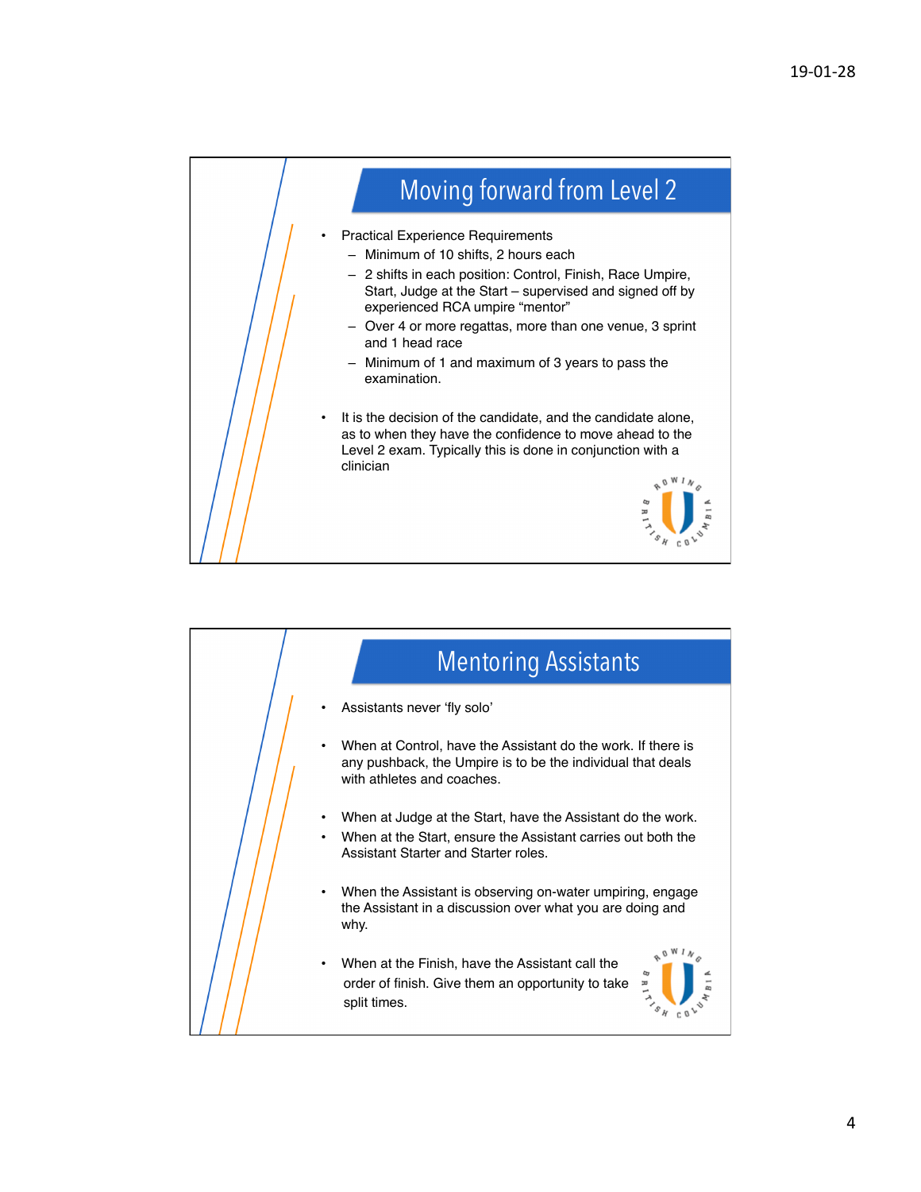## Moving forward from Level 2

- Practical Experience Requirements
  - Minimum of 10 shifts, 2 hours each
  - 2 shifts in each position: Control, Finish, Race Umpire, Start, Judge at the Start – supervised and signed off by experienced RCA umpire "mentor"
  - Over 4 or more regattas, more than one venue, 3 sprint and 1 head race
  - Minimum of 1 and maximum of 3 years to pass the examination.
- It is the decision of the candidate, and the candidate alone, as to when they have the confidence to move ahead to the Level 2 exam. Typically this is done in conjunction with a clinician

## Mentoring Assistants

- Assistants never 'fly solo'
- When at Control, have the Assistant do the work. If there is any pushback, the Umpire is to be the individual that deals with athletes and coaches.
- When at Judge at the Start, have the Assistant do the work.
- When at the Start, ensure the Assistant carries out both the Assistant Starter and Starter roles.
- When the Assistant is observing on-water umpiring, engage the Assistant in a discussion over what you are doing and why.
- When at the Finish, have the Assistant call the order of finish. Give them an opportunity to take split times.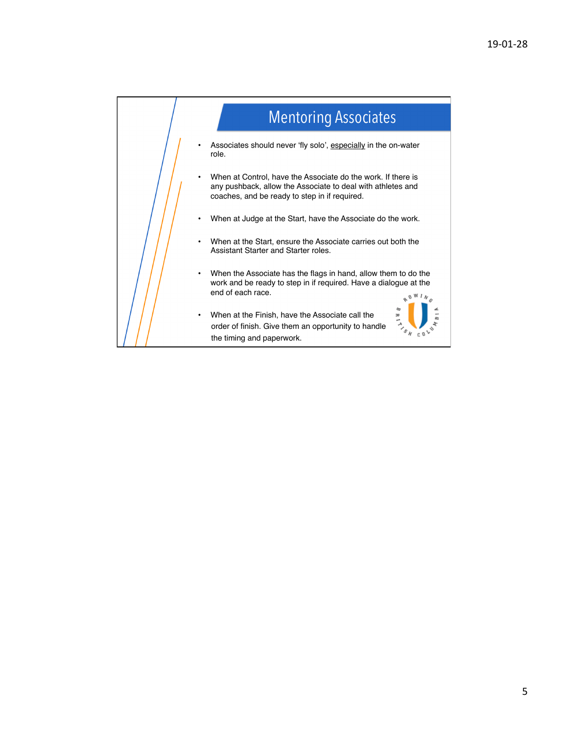## Mentoring Associates

- Associates should never ‘fly solo’, <u>especially</u> in the on-water role.
- When at Control, have the Associate do the work. If there is any pushback, allow the Associate to deal with athletes and coaches, and be ready to step in if required.
- When at Judge at the Start, have the Associate do the work.
- When at the Start, ensure the Associate carries out both the Assistant Starter and Starter roles.
- When the Associate has the flags in hand, allow them to do the work and be ready to step in if required. Have a dialogue at the end of each race.
- When at the Finish, have the Associate call the order of finish. Give them an opportunity to handle the timing and paperwork.